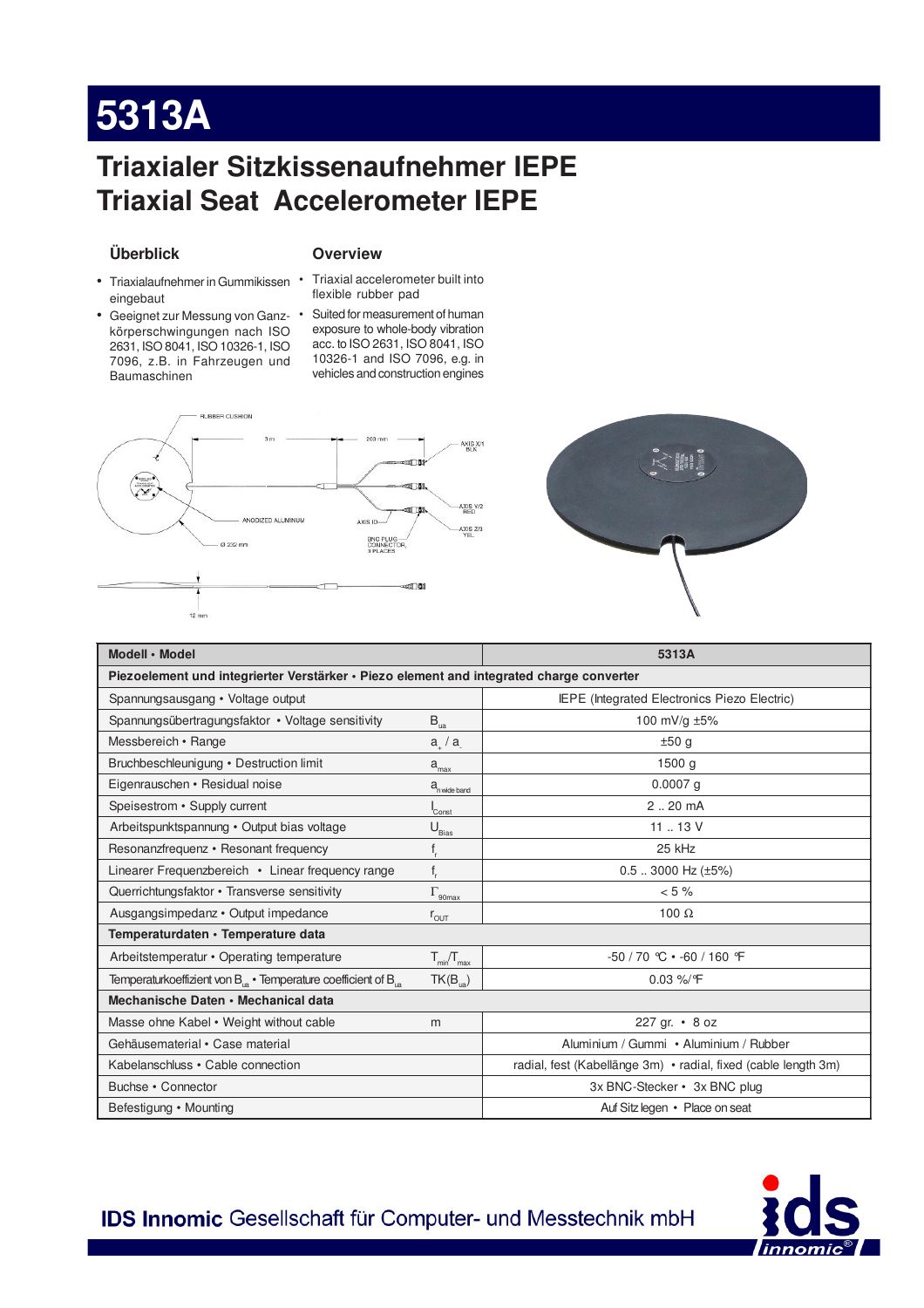# 5313A

## Triaxialer Sitzkissenaufnehmer IEPE
## Triaxial Seat Accelerometer IEPE

### Überblick

- Triaxialaufnehmer in Gummikissen eingebaut
- Geeignet zur Messung von Ganzkörperschwingungen nach ISO 2631, ISO 8041, ISO 10326-1, ISO 7096, z.B. in Fahrzeugen und Baumaschinen

### Overview

- Triaxial accelerometer built into flexible rubber pad
- Suited for measurement of human exposure to whole-body vibration acc. to ISO 2631, ISO 8041, ISO 10326-1 and ISO 7096, e.g. in vehicles and construction engines

RUBBER CUSHION · 3 m · 203 mm · AXIS X/1 BLK · AXIS Y/2 RED · AXIS Z/3 YEL · ANODIZED ALUMINUM · AXIS ID · BNC PLUG CONNECTOR, 3 PLACES · Ø 232 mm · 12 mm

| Modell • Model | | 5313A |
|---|---|---|
| **Piezoelement und integrierter Verstärker • Piezo element and integrated charge converter** | | |
| Spannungsausgang • Voltage output | | IEPE (Integrated Electronics Piezo Electric) |
| Spannungsübertragungsfaktor • Voltage sensitivity | $B_{ua}$ | 100 mV/g ±5% |
| Messbereich • Range | $a_+ / a_-$ | ±50 g |
| Bruchbeschleunigung • Destruction limit | $a_{max}$ | 1500 g |
| Eigenrauschen • Residual noise | $a_{n\,wide\,band}$ | 0.0007 g |
| Speisestrom • Supply current | $I_{Const}$ | 2 .. 20 mA |
| Arbeitspunktspannung • Output bias voltage | $U_{Bias}$ | 11 .. 13 V |
| Resonanzfrequenz • Resonant frequency | $f_r$ | 25 kHz |
| Linearer Frequenzbereich • Linear frequency range | $f_r$ | 0.5 .. 3000 Hz (±5%) |
| Querrichtungsfaktor • Transverse sensitivity | $\Gamma_{90max}$ | < 5 % |
| Ausgangsimpedanz • Output impedance | $r_{OUT}$ | 100 Ω |
| **Temperaturdaten • Temperature data** | | |
| Arbeitstemperatur • Operating temperature | $T_{min}/T_{max}$ | -50 / 70 ℃ • -60 / 160 ℉ |
| Temperaturkoeffizient von $B_{ua}$ • Temperature coefficient of $B_{ua}$ | $TK(B_{ua})$ | 0.03 %/℉ |
| **Mechanische Daten • Mechanical data** | | |
| Masse ohne Kabel • Weight without cable | m | 227 gr. • 8 oz |
| Gehäusematerial • Case material | | Aluminium / Gummi • Aluminium / Rubber |
| Kabelanschluss • Cable connection | | radial, fest (Kabellänge 3m) • radial, fixed (cable length 3m) |
| Buchse • Connector | | 3x BNC-Stecker • 3x BNC plug |
| Befestigung • Mounting | | Auf Sitz legen • Place on seat |

**IDS Innomic** Gesellschaft für Computer- und Messtechnik mbH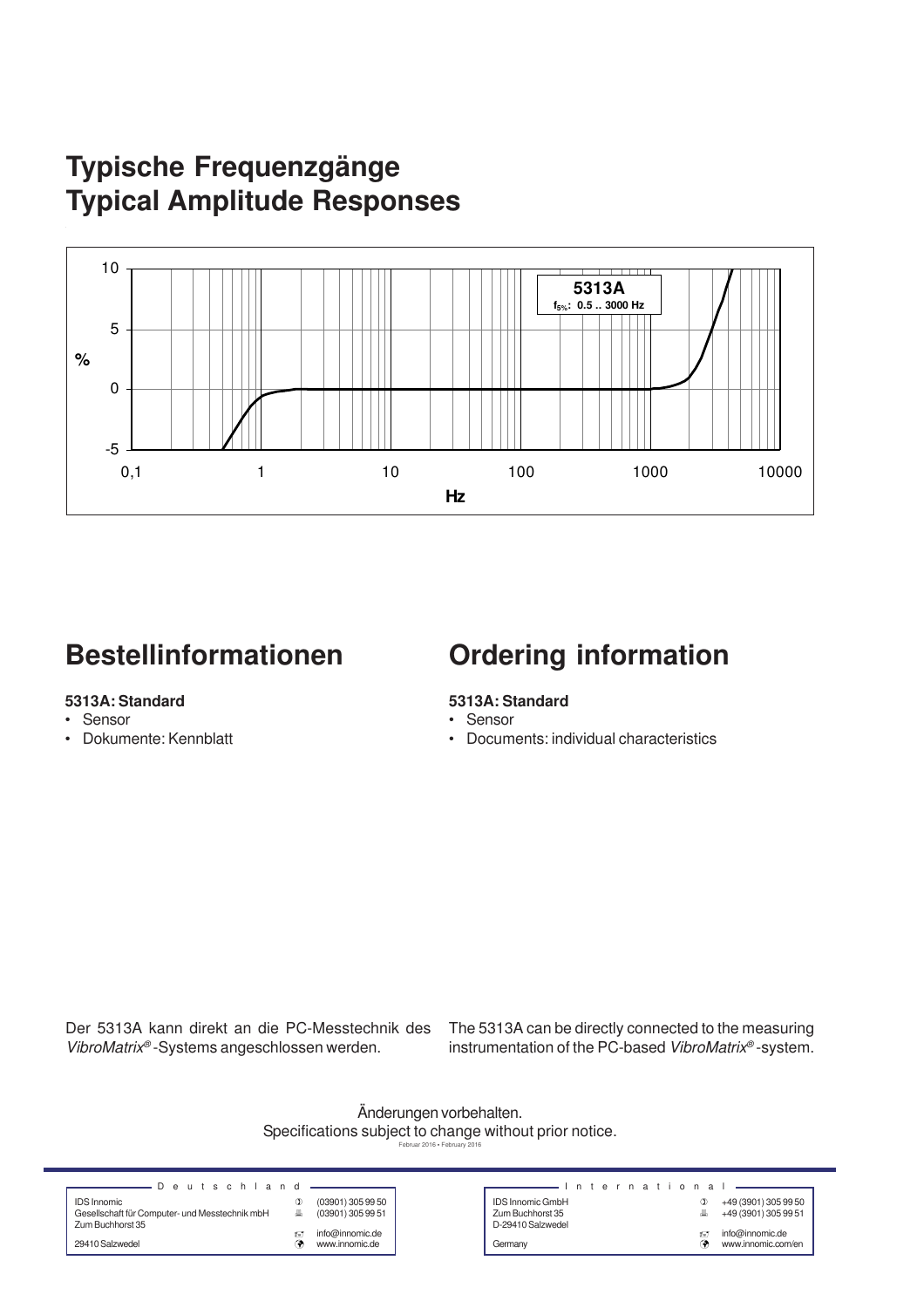# Typische Frequenzgänge
# Typical Amplitude Responses

10
5
%
0
-5
0,1
1
10
100
1000
10000
Hz

**5313A**
$f_{5\%}$: 0.5 .. 3000 Hz

## Bestellinformationen

**5313A: Standard**
- Sensor
- Dokumente: Kennblatt

## Ordering information

**5313A: Standard**
- Sensor
- Documents: individual characteristics

Der 5313A kann direkt an die PC-Messtechnik des *VibroMatrix®*-Systems angeschlossen werden.

The 5313A can be directly connected to the measuring instrumentation of the PC-based *VibroMatrix®*-system.

Änderungen vorbehalten.
Specifications subject to change without prior notice.
Februar 2016 • February 2016

Deutschland

IDS Innomic
Gesellschaft für Computer- und Messtechnik mbH
Zum Buchhorst 35
29410 Salzwedel

(03901) 305 99 50
(03901) 305 99 51
info@innomic.de
www.innomic.de

International

IDS Innomic GmbH
Zum Buchhorst 35
D-29410 Salzwedel
Germany

+49 (3901) 305 99 50
+49 (3901) 305 99 51
info@innomic.de
www.innomic.com/en